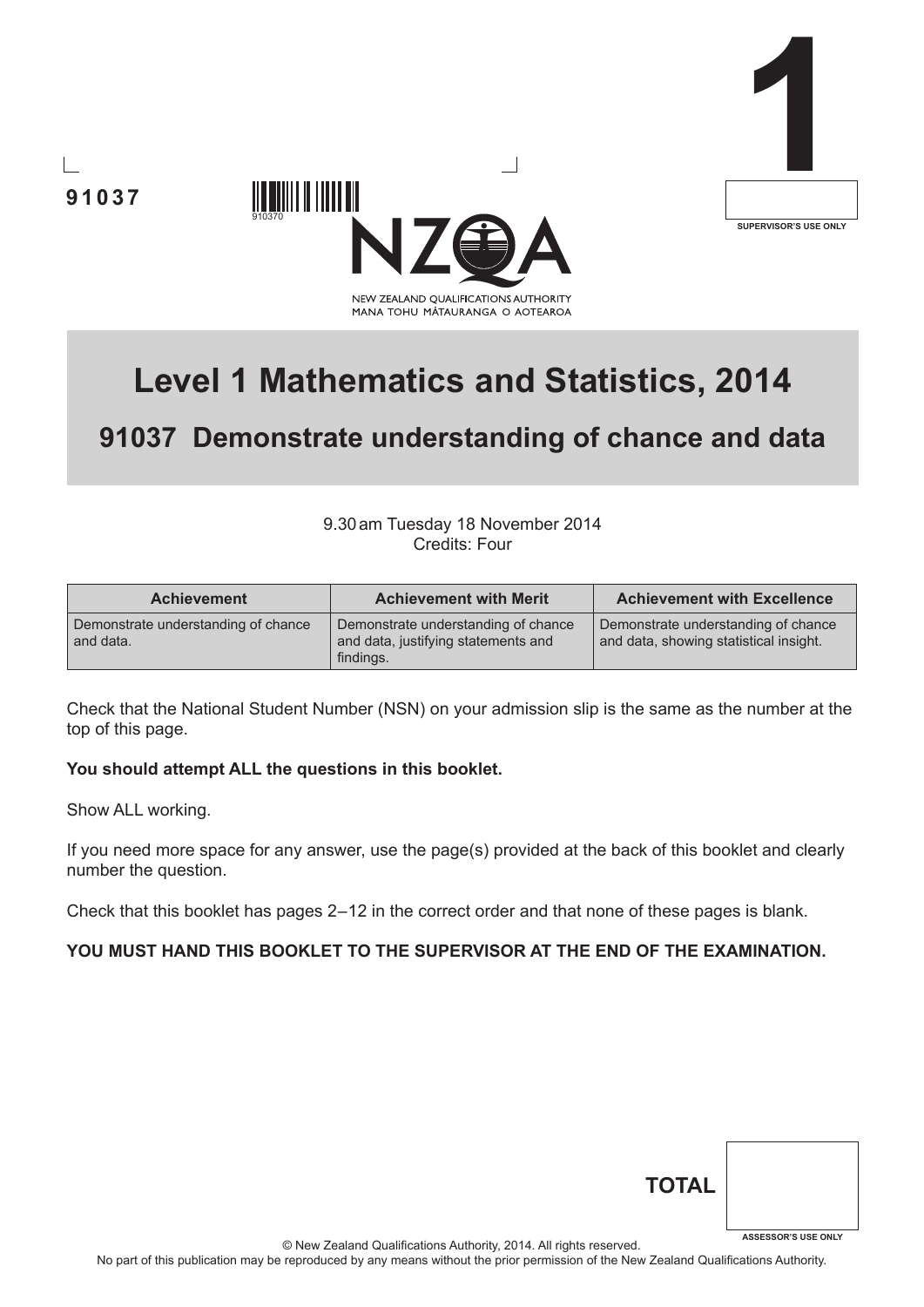91037

910370

NEW ZEALAND QUALIFICATIONS AUTHORITY
MANA TOHU MĀTAURANGA O AOTEAROA

1

SUPERVISOR'S USE ONLY

# Level 1 Mathematics and Statistics, 2014

## 91037 Demonstrate understanding of chance and data

9.30 am Tuesday 18 November 2014
Credits: Four

| Achievement | Achievement with Merit | Achievement with Excellence |
|---|---|---|
| Demonstrate understanding of chance and data. | Demonstrate understanding of chance and data, justifying statements and findings. | Demonstrate understanding of chance and data, showing statistical insight. |

Check that the National Student Number (NSN) on your admission slip is the same as the number at the top of this page.

**You should attempt ALL the questions in this booklet.**

Show ALL working.

If you need more space for any answer, use the page(s) provided at the back of this booklet and clearly number the question.

Check that this booklet has pages 2–12 in the correct order and that none of these pages is blank.

**YOU MUST HAND THIS BOOKLET TO THE SUPERVISOR AT THE END OF THE EXAMINATION.**

**TOTAL**

ASSESSOR'S USE ONLY

© New Zealand Qualifications Authority, 2014. All rights reserved.
No part of this publication may be reproduced by any means without the prior permission of the New Zealand Qualifications Authority.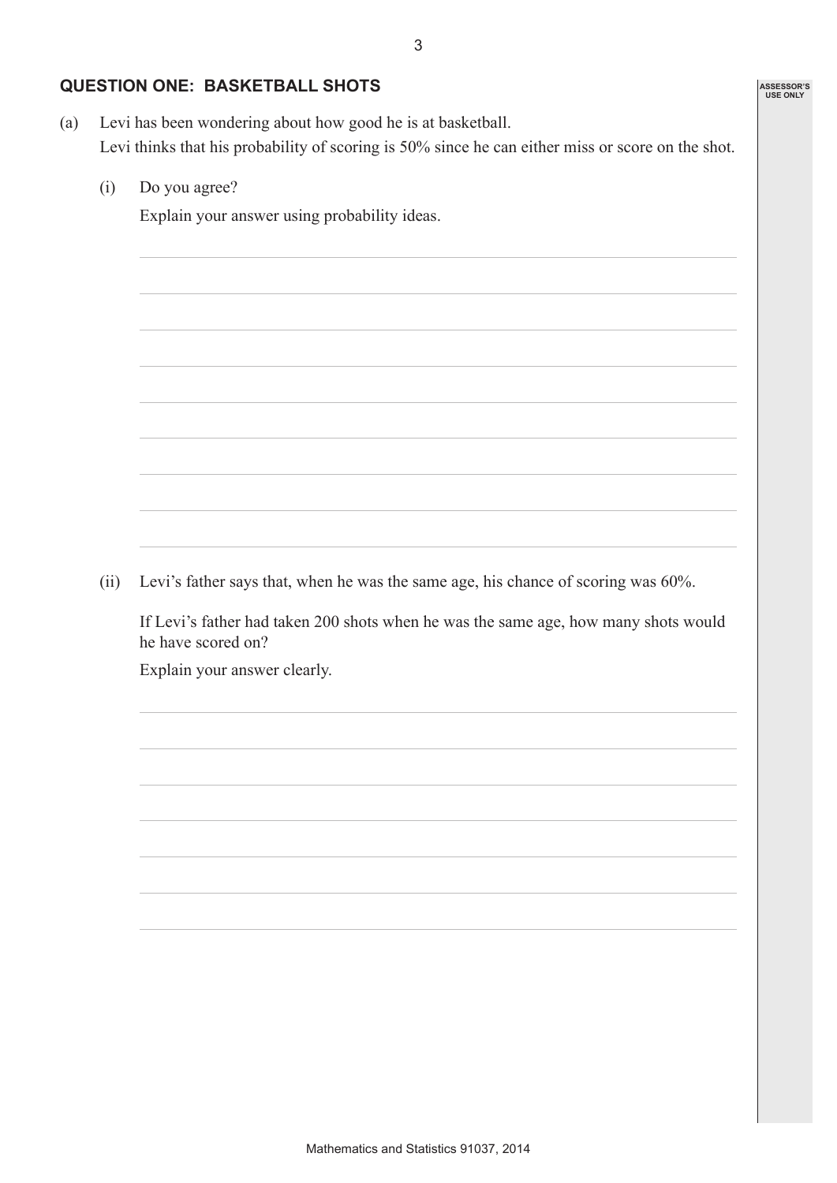## QUESTION ONE: BASKETBALL SHOTS

(a) Levi has been wondering about how good he is at basketball.
Levi thinks that his probability of scoring is 50% since he can either miss or score on the shot.

(i) Do you agree?

Explain your answer using probability ideas.

(ii) Levi's father says that, when he was the same age, his chance of scoring was 60%.

If Levi's father had taken 200 shots when he was the same age, how many shots would he have scored on?

Explain your answer clearly.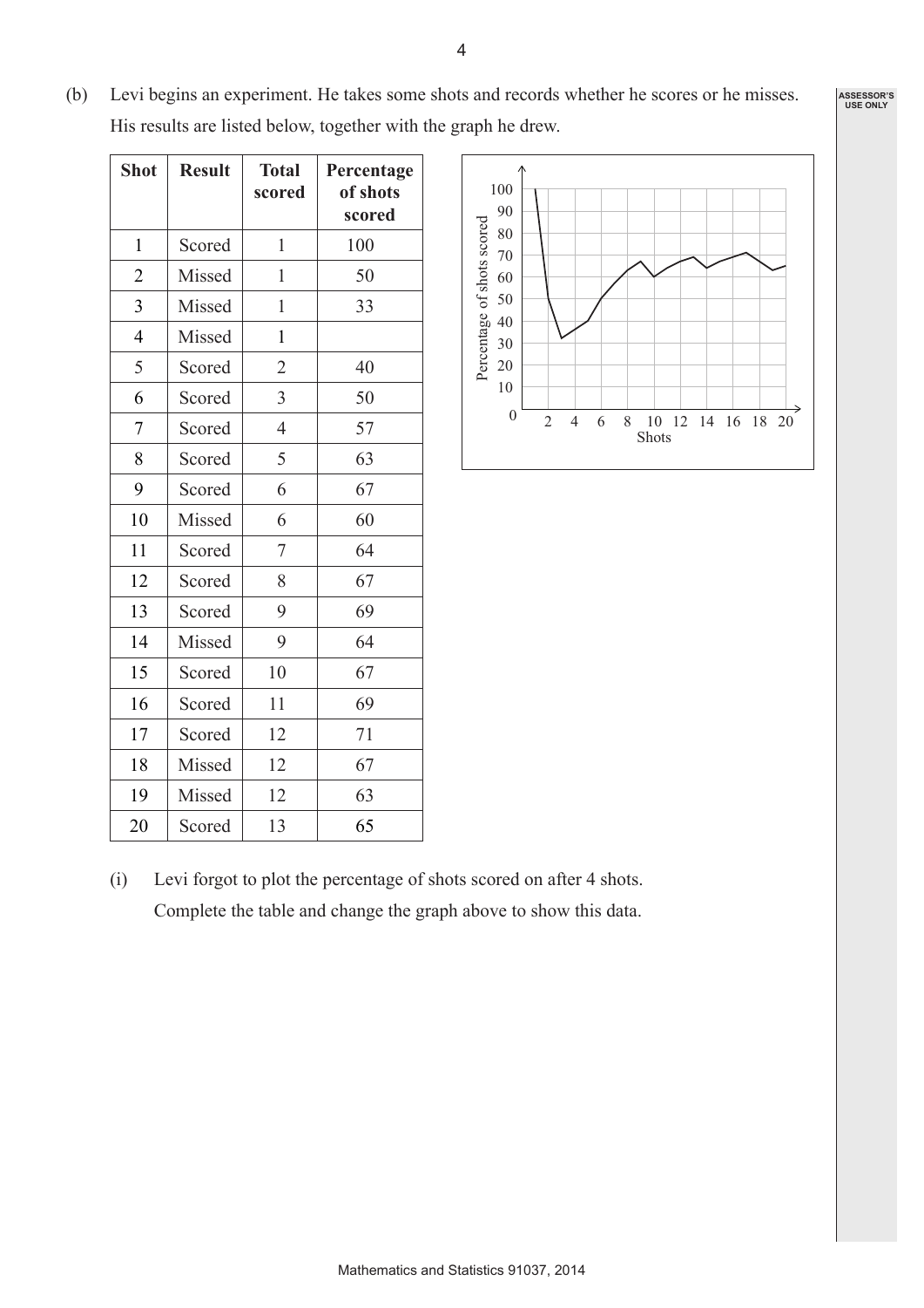(b) Levi begins an experiment. He takes some shots and records whether he scores or he misses. His results are listed below, together with the graph he drew.

| Shot | Result | Total scored | Percentage of shots scored |
|---|---|---|---|
| 1 | Scored | 1 | 100 |
| 2 | Missed | 1 | 50 |
| 3 | Missed | 1 | 33 |
| 4 | Missed | 1 | |
| 5 | Scored | 2 | 40 |
| 6 | Scored | 3 | 50 |
| 7 | Scored | 4 | 57 |
| 8 | Scored | 5 | 63 |
| 9 | Scored | 6 | 67 |
| 10 | Missed | 6 | 60 |
| 11 | Scored | 7 | 64 |
| 12 | Scored | 8 | 67 |
| 13 | Scored | 9 | 69 |
| 14 | Missed | 9 | 64 |
| 15 | Scored | 10 | 67 |
| 16 | Scored | 11 | 69 |
| 17 | Scored | 12 | 71 |
| 18 | Missed | 12 | 67 |
| 19 | Missed | 12 | 63 |
| 20 | Scored | 13 | 65 |

(i) Levi forgot to plot the percentage of shots scored on after 4 shots.
Complete the table and change the graph above to show this data.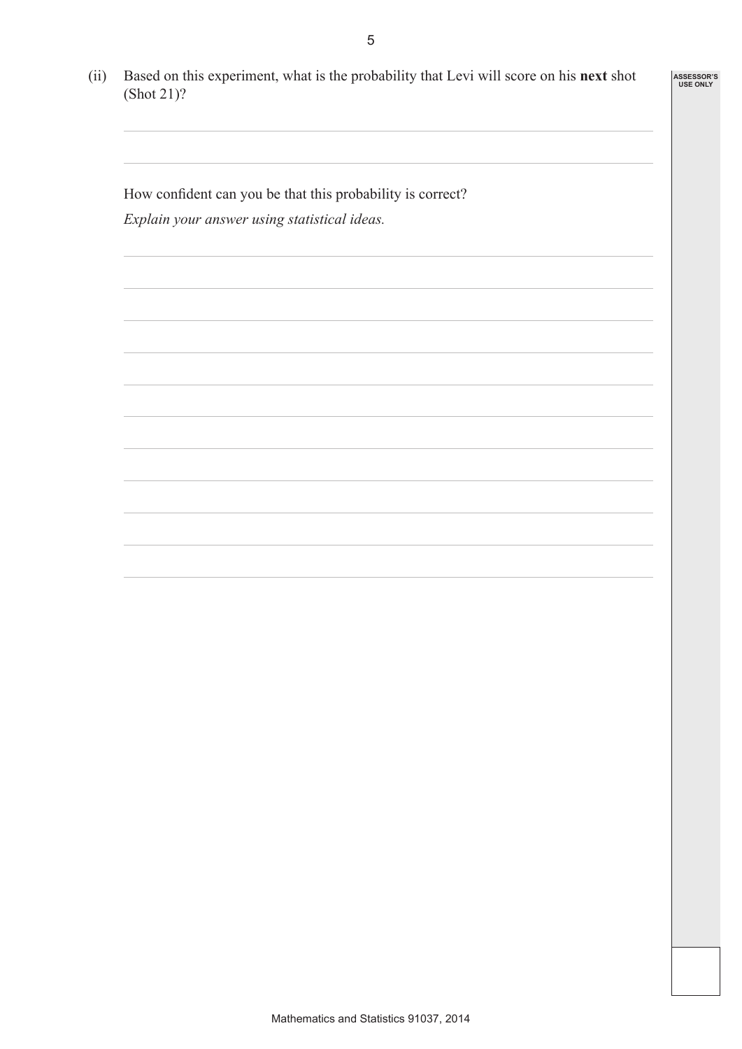(ii) Based on this experiment, what is the probability that Levi will score on his **next** shot (Shot 21)?

How confident can you be that this probability is correct?

*Explain your answer using statistical ideas.*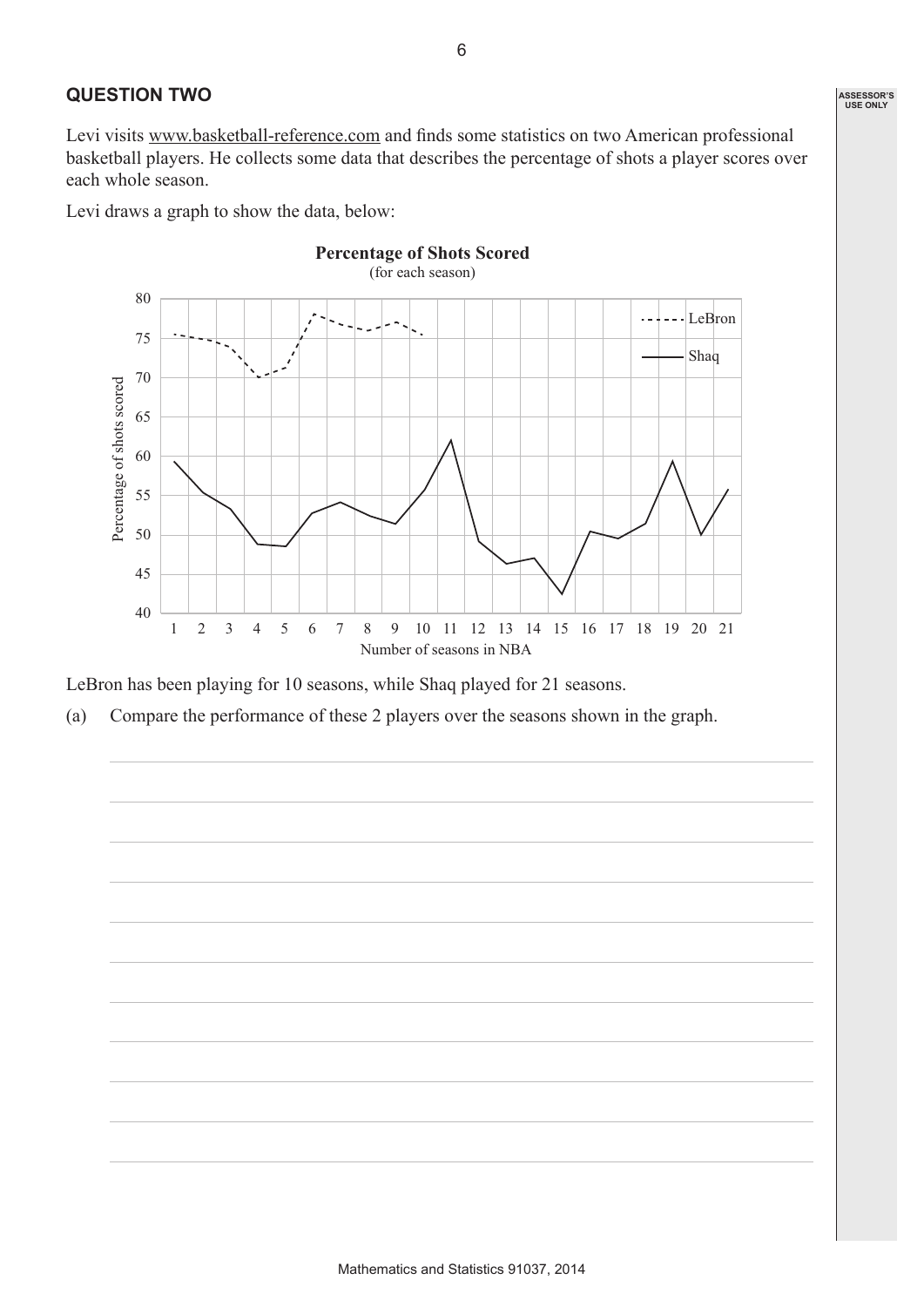## QUESTION TWO

Levi visits www.basketball-reference.com and finds some statistics on two American professional basketball players. He collects some data that describes the percentage of shots a player scores over each whole season.

Levi draws a graph to show the data, below:

**Percentage of Shots Scored**
(for each season)

LeBron has been playing for 10 seasons, while Shaq played for 21 seasons.

(a) Compare the performance of these 2 players over the seasons shown in the graph.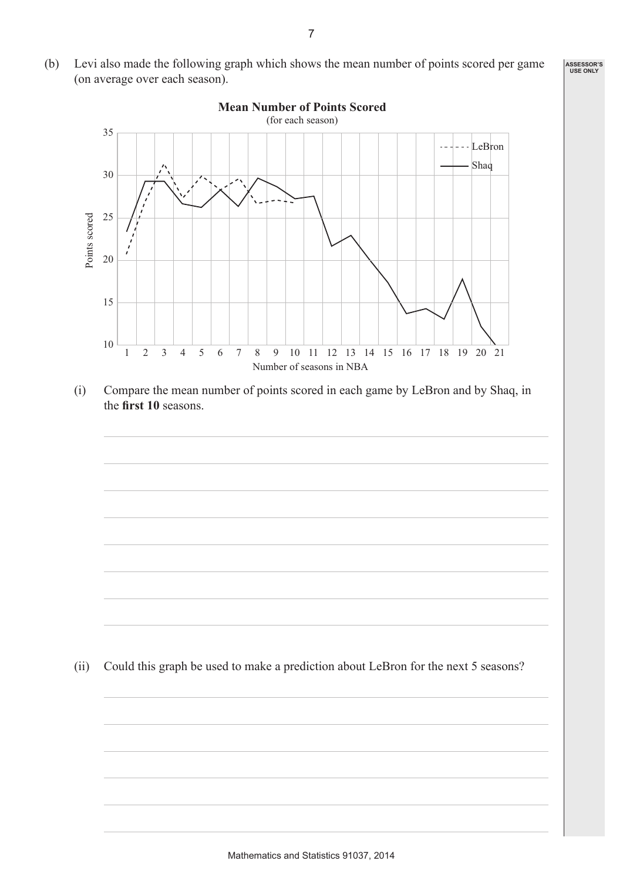(b) Levi also made the following graph which shows the mean number of points scored per game (on average over each season).

**Mean Number of Points Scored**
(for each season)

(ii) Could this graph be used to make a prediction about LeBron for the next 5 seasons?

(i) Compare the mean number of points scored in each game by LeBron and by Shaq, in the **first 10** seasons.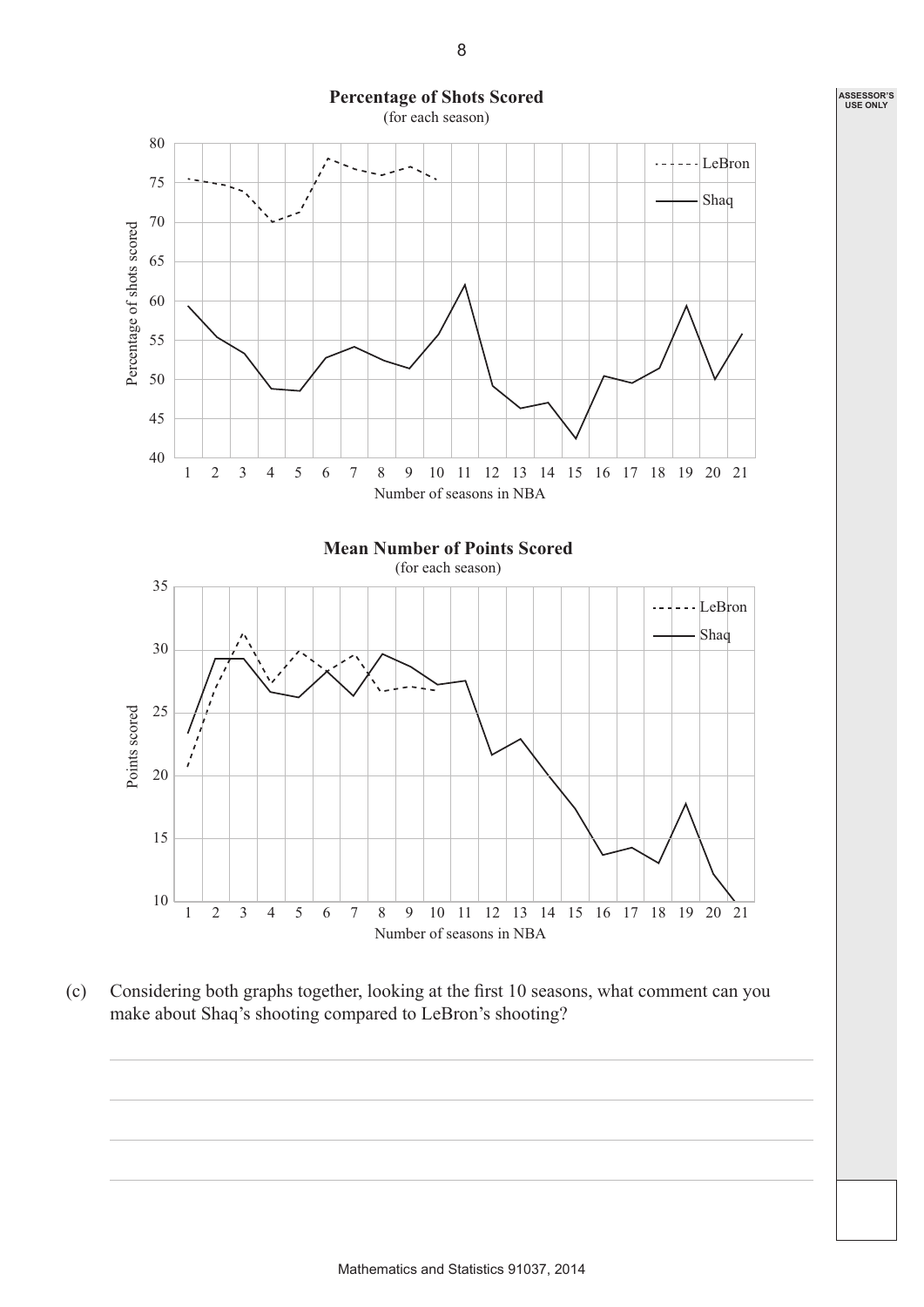**Percentage of Shots Scored**
(for each season)

**Mean Number of Points Scored**
(for each season)

(c) Considering both graphs together, looking at the first 10 seasons, what comment can you make about Shaq's shooting compared to LeBron's shooting?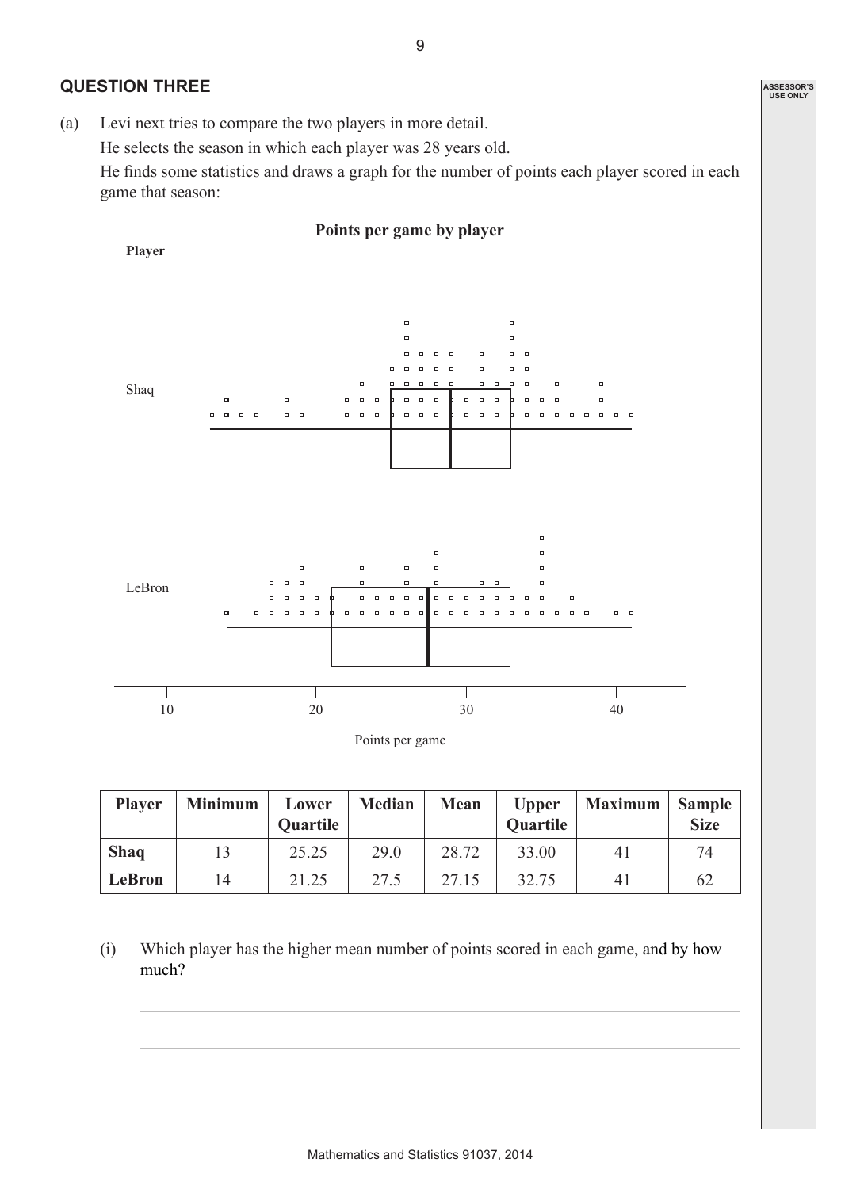## QUESTION THREE

(a) Levi next tries to compare the two players in more detail.

He selects the season in which each player was 28 years old.

He finds some statistics and draws a graph for the number of points each player scored in each game that season:

**Points per game by player**

| Player | Minimum | Lower Quartile | Median | Mean | Upper Quartile | Maximum | Sample Size |
|---|---|---|---|---|---|---|---|
| **Shaq** | 13 | 25.25 | 29.0 | 28.72 | 33.00 | 41 | 74 |
| **LeBron** | 14 | 21.25 | 27.5 | 27.15 | 32.75 | 41 | 62 |

(i) Which player has the higher mean number of points scored in each game, and by how much?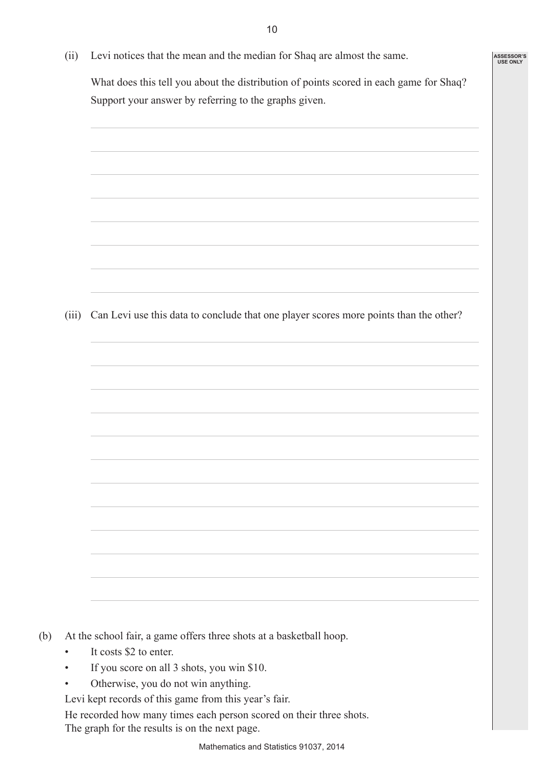(ii) Levi notices that the mean and the median for Shaq are almost the same.

What does this tell you about the distribution of points scored in each game for Shaq? Support your answer by referring to the graphs given.

(iii) Can Levi use this data to conclude that one player scores more points than the other?

(b) At the school fair, a game offers three shots at a basketball hoop.

- It costs $2 to enter.
- If you score on all 3 shots, you win $10.
- Otherwise, you do not win anything.

Levi kept records of this game from this year's fair.

He recorded how many times each person scored on their three shots.
The graph for the results is on the next page.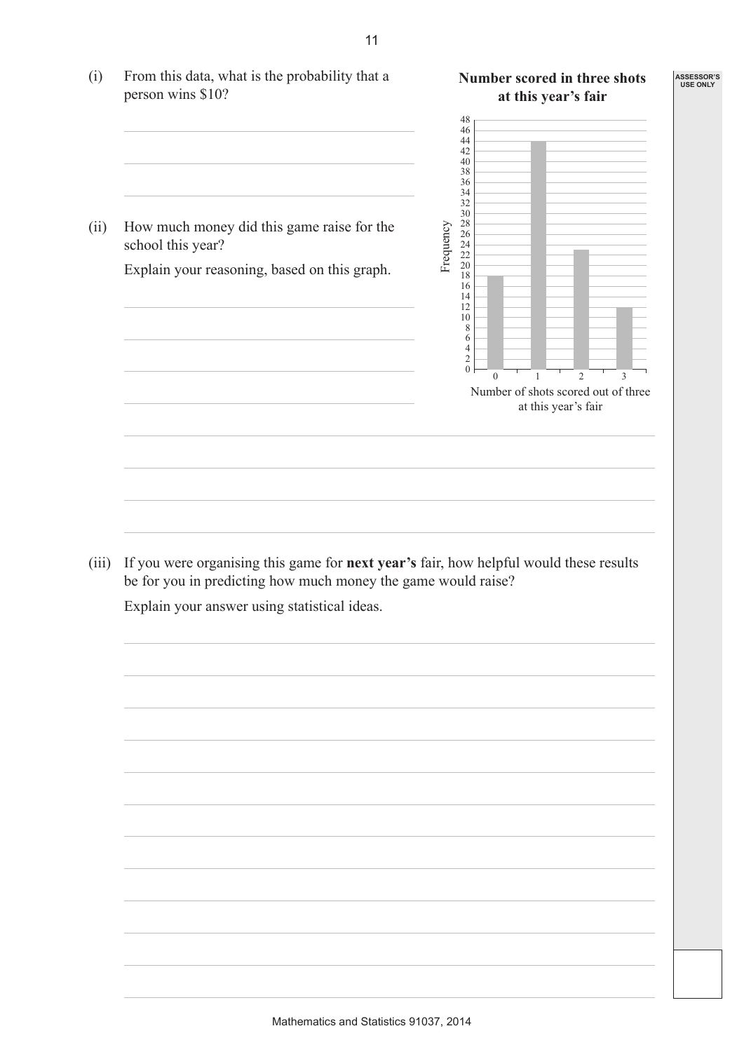(i) From this data, what is the probability that a person wins $10?

(ii) How much money did this game raise for the school this year?

Explain your reasoning, based on this graph.

**Number scored in three shots at this year's fair**

| Number of shots scored out of three at this year's fair | Frequency |
|---|---|
| 0 | 18 |
| 1 | 44 |
| 2 | 23 |
| 3 | 12 |

(iii) If you were organising this game for **next year's** fair, how helpful would these results be for you in predicting how much money the game would raise?

Explain your answer using statistical ideas.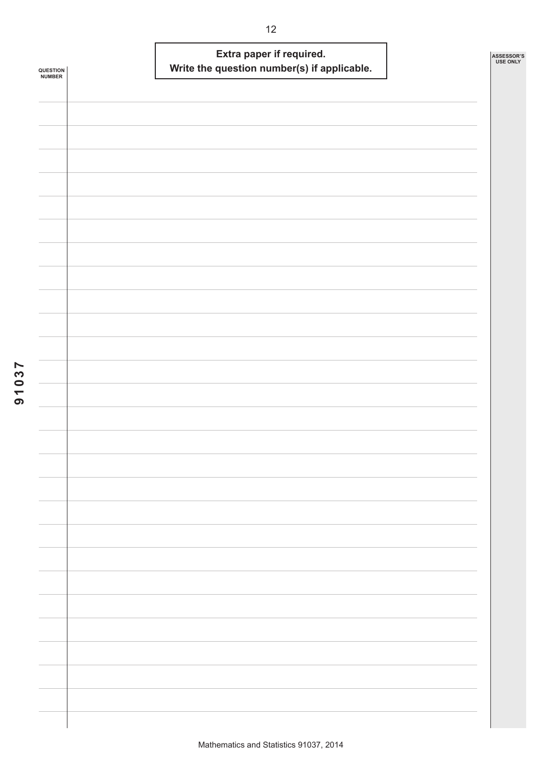**Extra paper if required.**
**Write the question number(s) if applicable.**

QUESTION NUMBER

ASSESSOR'S USE ONLY

91037